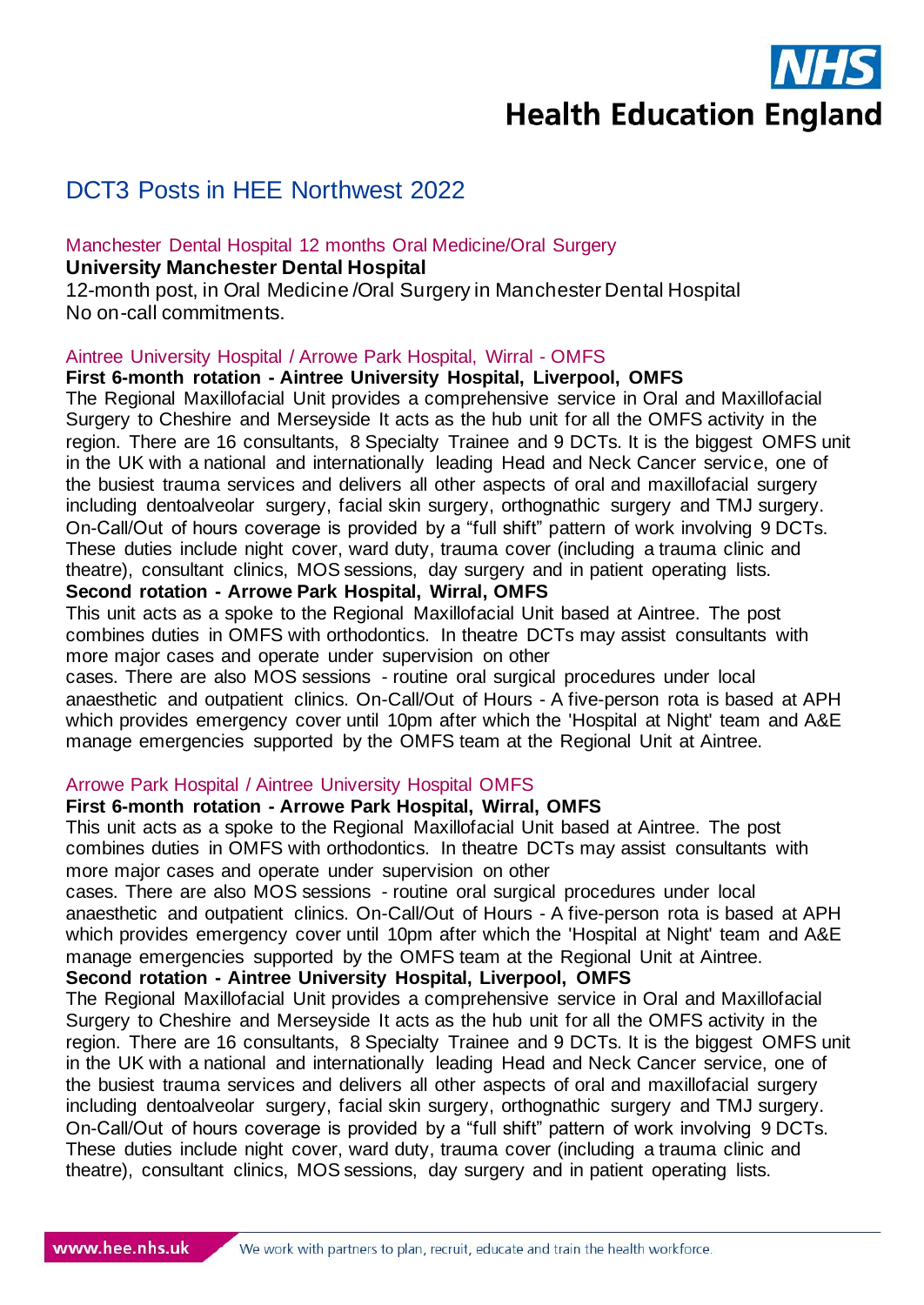# DCT3 Posts in HEE Northwest 2022

## Manchester Dental Hospital 12 months Oral Medicine/Oral Surgery

**University Manchester Dental Hospital**

12-month post, in Oral Medicine /Oral Surgery in Manchester Dental Hospital
No on-call commitments.

## Aintree University Hospital / Arrowe Park Hospital, Wirral - OMFS

**First 6-month rotation - Aintree University Hospital, Liverpool, OMFS**

The Regional Maxillofacial Unit provides a comprehensive service in Oral and Maxillofacial Surgery to Cheshire and Merseyside It acts as the hub unit for all the OMFS activity in the region. There are 16 consultants, 8 Specialty Trainee and 9 DCTs. It is the biggest OMFS unit in the UK with a national and internationally leading Head and Neck Cancer service, one of the busiest trauma services and delivers all other aspects of oral and maxillofacial surgery including dentoalveolar surgery, facial skin surgery, orthognathic surgery and TMJ surgery. On-Call/Out of hours coverage is provided by a "full shift" pattern of work involving 9 DCTs. These duties include night cover, ward duty, trauma cover (including a trauma clinic and theatre), consultant clinics, MOS sessions, day surgery and in patient operating lists.

**Second rotation - Arrowe Park Hospital, Wirral, OMFS**

This unit acts as a spoke to the Regional Maxillofacial Unit based at Aintree. The post combines duties in OMFS with orthodontics. In theatre DCTs may assist consultants with more major cases and operate under supervision on other cases. There are also MOS sessions - routine oral surgical procedures under local anaesthetic and outpatient clinics. On-Call/Out of Hours - A five-person rota is based at APH which provides emergency cover until 10pm after which the 'Hospital at Night' team and A&E manage emergencies supported by the OMFS team at the Regional Unit at Aintree.

## Arrowe Park Hospital / Aintree University Hospital OMFS

**First 6-month rotation - Arrowe Park Hospital, Wirral, OMFS**

This unit acts as a spoke to the Regional Maxillofacial Unit based at Aintree. The post combines duties in OMFS with orthodontics. In theatre DCTs may assist consultants with more major cases and operate under supervision on other cases. There are also MOS sessions - routine oral surgical procedures under local anaesthetic and outpatient clinics. On-Call/Out of Hours - A five-person rota is based at APH which provides emergency cover until 10pm after which the 'Hospital at Night' team and A&E manage emergencies supported by the OMFS team at the Regional Unit at Aintree.

**Second rotation - Aintree University Hospital, Liverpool, OMFS**

The Regional Maxillofacial Unit provides a comprehensive service in Oral and Maxillofacial Surgery to Cheshire and Merseyside It acts as the hub unit for all the OMFS activity in the region. There are 16 consultants, 8 Specialty Trainee and 9 DCTs. It is the biggest OMFS unit in the UK with a national and internationally leading Head and Neck Cancer service, one of the busiest trauma services and delivers all other aspects of oral and maxillofacial surgery including dentoalveolar surgery, facial skin surgery, orthognathic surgery and TMJ surgery. On-Call/Out of hours coverage is provided by a "full shift" pattern of work involving 9 DCTs. These duties include night cover, ward duty, trauma cover (including a trauma clinic and theatre), consultant clinics, MOS sessions, day surgery and in patient operating lists.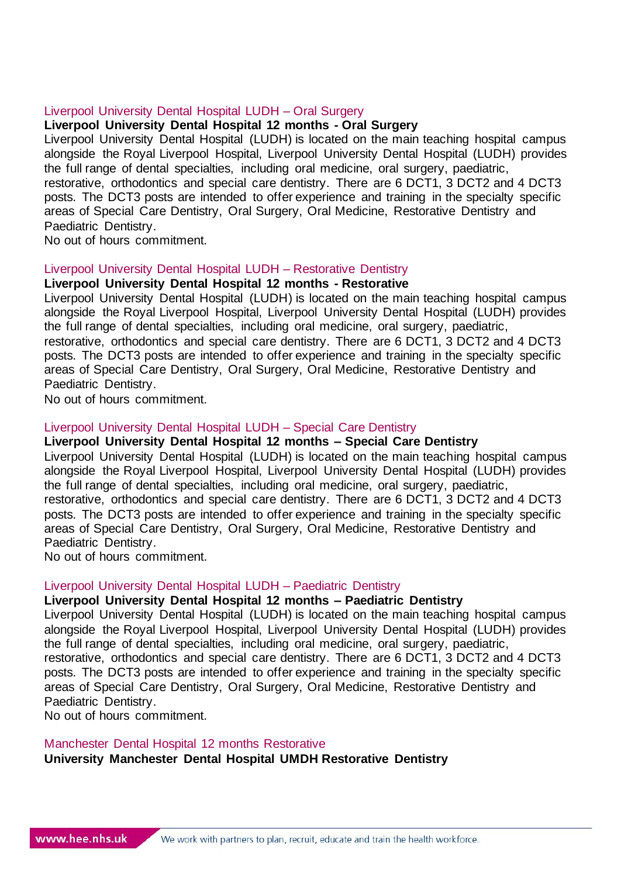## Liverpool University Dental Hospital LUDH – Oral Surgery

**Liverpool University Dental Hospital 12 months - Oral Surgery**

Liverpool University Dental Hospital (LUDH) is located on the main teaching hospital campus alongside the Royal Liverpool Hospital, Liverpool University Dental Hospital (LUDH) provides the full range of dental specialties, including oral medicine, oral surgery, paediatric, restorative, orthodontics and special care dentistry. There are 6 DCT1, 3 DCT2 and 4 DCT3 posts. The DCT3 posts are intended to offer experience and training in the specialty specific areas of Special Care Dentistry, Oral Surgery, Oral Medicine, Restorative Dentistry and Paediatric Dentistry.

No out of hours commitment.

## Liverpool University Dental Hospital LUDH – Restorative Dentistry

**Liverpool University Dental Hospital 12 months - Restorative**

Liverpool University Dental Hospital (LUDH) is located on the main teaching hospital campus alongside the Royal Liverpool Hospital, Liverpool University Dental Hospital (LUDH) provides the full range of dental specialties, including oral medicine, oral surgery, paediatric, restorative, orthodontics and special care dentistry. There are 6 DCT1, 3 DCT2 and 4 DCT3 posts. The DCT3 posts are intended to offer experience and training in the specialty specific areas of Special Care Dentistry, Oral Surgery, Oral Medicine, Restorative Dentistry and Paediatric Dentistry.

No out of hours commitment.

## Liverpool University Dental Hospital LUDH – Special Care Dentistry

**Liverpool University Dental Hospital 12 months – Special Care Dentistry**

Liverpool University Dental Hospital (LUDH) is located on the main teaching hospital campus alongside the Royal Liverpool Hospital, Liverpool University Dental Hospital (LUDH) provides the full range of dental specialties, including oral medicine, oral surgery, paediatric, restorative, orthodontics and special care dentistry. There are 6 DCT1, 3 DCT2 and 4 DCT3 posts. The DCT3 posts are intended to offer experience and training in the specialty specific areas of Special Care Dentistry, Oral Surgery, Oral Medicine, Restorative Dentistry and Paediatric Dentistry.

No out of hours commitment.

## Liverpool University Dental Hospital LUDH – Paediatric Dentistry

**Liverpool University Dental Hospital 12 months – Paediatric Dentistry**

Liverpool University Dental Hospital (LUDH) is located on the main teaching hospital campus alongside the Royal Liverpool Hospital, Liverpool University Dental Hospital (LUDH) provides the full range of dental specialties, including oral medicine, oral surgery, paediatric, restorative, orthodontics and special care dentistry. There are 6 DCT1, 3 DCT2 and 4 DCT3 posts. The DCT3 posts are intended to offer experience and training in the specialty specific areas of Special Care Dentistry, Oral Surgery, Oral Medicine, Restorative Dentistry and Paediatric Dentistry.

No out of hours commitment.

## Manchester Dental Hospital 12 months Restorative

**University Manchester Dental Hospital UMDH Restorative Dentistry**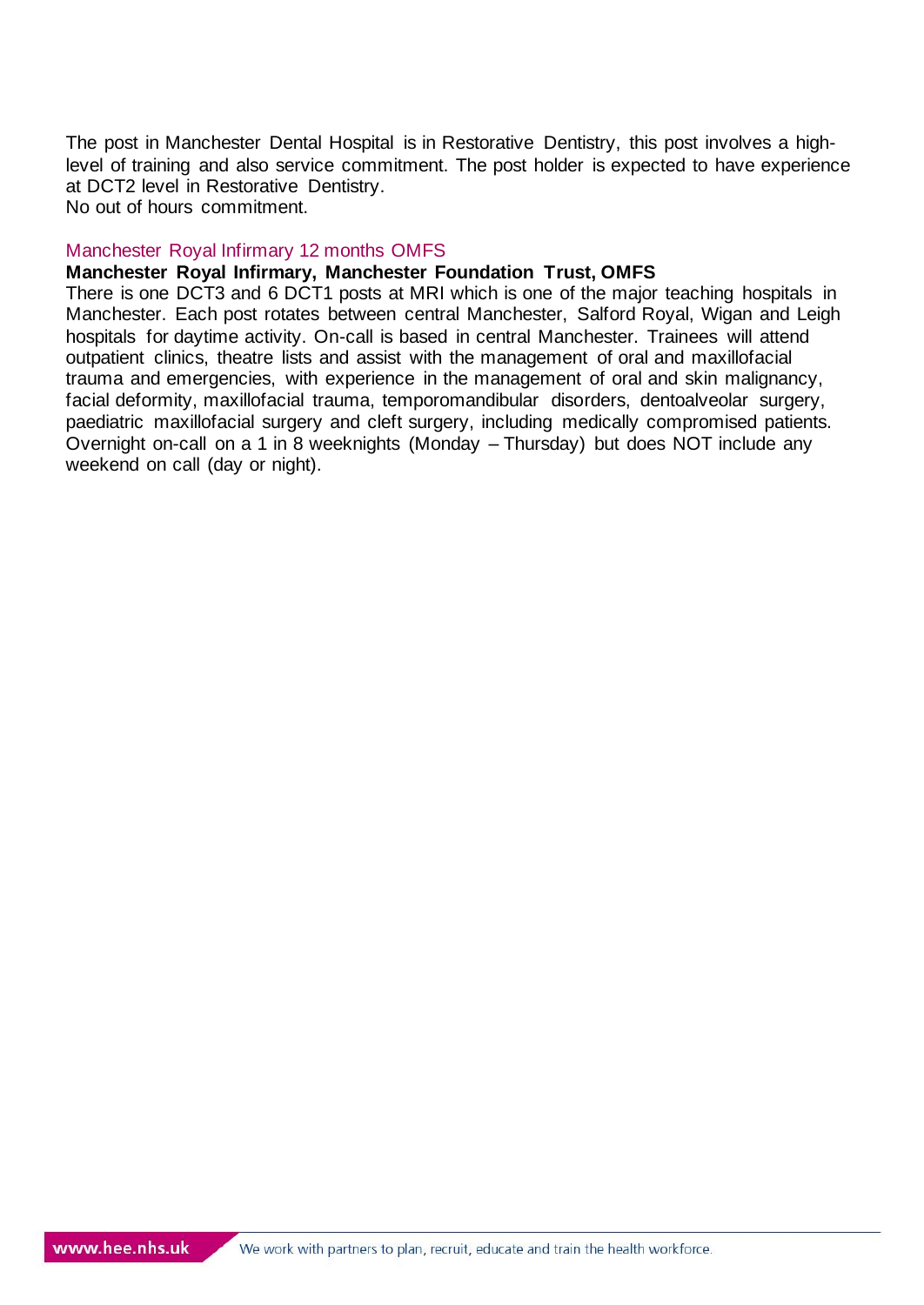The post in Manchester Dental Hospital is in Restorative Dentistry, this post involves a high-level of training and also service commitment. The post holder is expected to have experience at DCT2 level in Restorative Dentistry.
No out of hours commitment.

## Manchester Royal Infirmary 12 months OMFS

**Manchester Royal Infirmary, Manchester Foundation Trust, OMFS**

There is one DCT3 and 6 DCT1 posts at MRI which is one of the major teaching hospitals in Manchester. Each post rotates between central Manchester, Salford Royal, Wigan and Leigh hospitals for daytime activity. On-call is based in central Manchester. Trainees will attend outpatient clinics, theatre lists and assist with the management of oral and maxillofacial trauma and emergencies, with experience in the management of oral and skin malignancy, facial deformity, maxillofacial trauma, temporomandibular disorders, dentoalveolar surgery, paediatric maxillofacial surgery and cleft surgery, including medically compromised patients. Overnight on-call on a 1 in 8 weeknights (Monday – Thursday) but does NOT include any weekend on call (day or night).